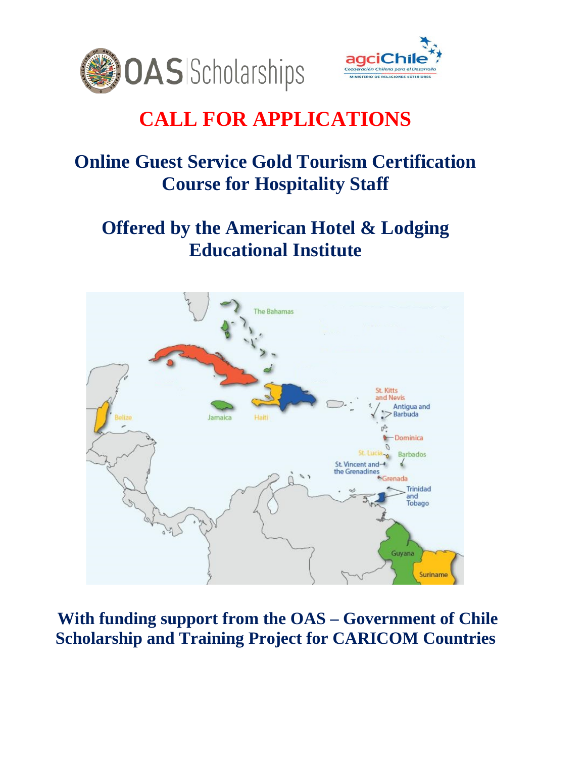# CALL FOR APPLICATIONS

## Online Guest Service Gold Tourism Certification Course for Hospitality Staff

## Offered by the American Hotel & Lodging Educational Institute

**With funding support from the OAS – Government of Chile Scholarship and Training Project for CARICOM Countries**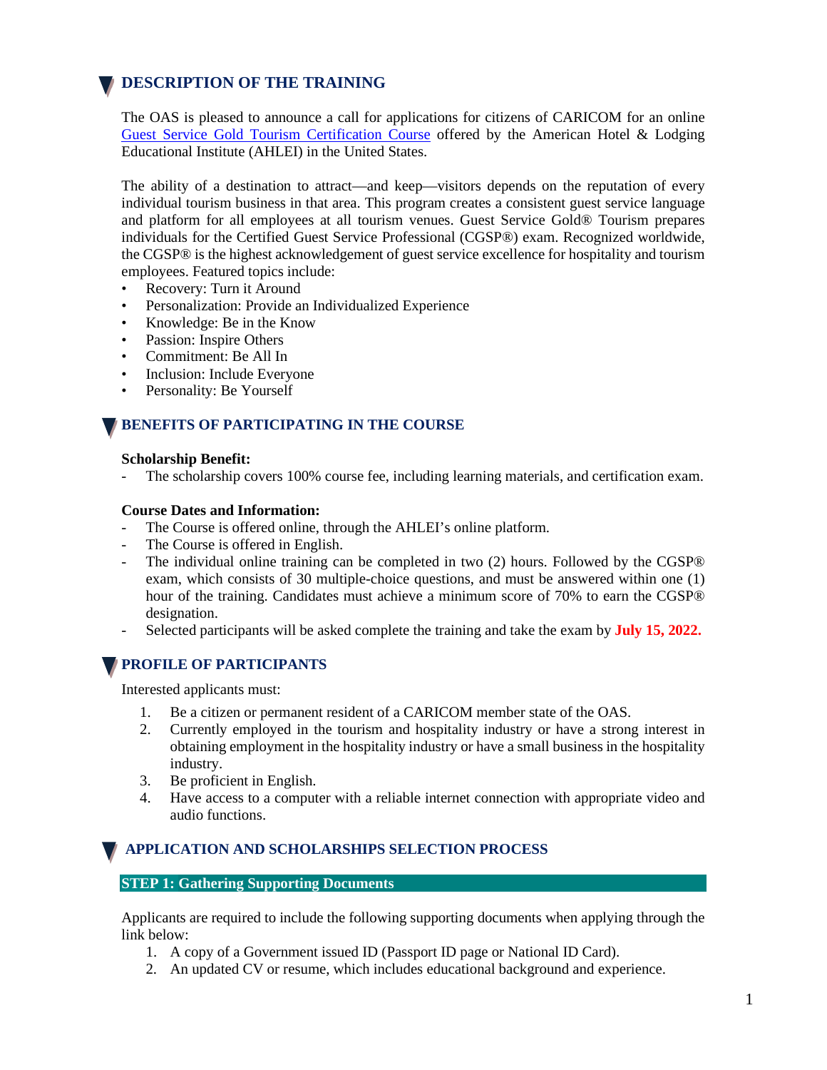## DESCRIPTION OF THE TRAINING

The OAS is pleased to announce a call for applications for citizens of CARICOM for an online Guest Service Gold Tourism Certification Course offered by the American Hotel & Lodging Educational Institute (AHLEI) in the United States.

The ability of a destination to attract—and keep—visitors depends on the reputation of every individual tourism business in that area. This program creates a consistent guest service language and platform for all employees at all tourism venues. Guest Service Gold® Tourism prepares individuals for the Certified Guest Service Professional (CGSP®) exam. Recognized worldwide, the CGSP® is the highest acknowledgement of guest service excellence for hospitality and tourism employees. Featured topics include:

- Recovery: Turn it Around
- Personalization: Provide an Individualized Experience
- Knowledge: Be in the Know
- Passion: Inspire Others
- Commitment: Be All In
- Inclusion: Include Everyone
- Personality: Be Yourself

## BENEFITS OF PARTICIPATING IN THE COURSE

**Scholarship Benefit:**

- The scholarship covers 100% course fee, including learning materials, and certification exam.

**Course Dates and Information:**

- The Course is offered online, through the AHLEI's online platform.
- The Course is offered in English.
- The individual online training can be completed in two (2) hours. Followed by the CGSP® exam, which consists of 30 multiple-choice questions, and must be answered within one (1) hour of the training. Candidates must achieve a minimum score of 70% to earn the CGSP® designation.
- Selected participants will be asked complete the training and take the exam by **July 15, 2022.**

## PROFILE OF PARTICIPANTS

Interested applicants must:

1. Be a citizen or permanent resident of a CARICOM member state of the OAS.
2. Currently employed in the tourism and hospitality industry or have a strong interest in obtaining employment in the hospitality industry or have a small business in the hospitality industry.
3. Be proficient in English.
4. Have access to a computer with a reliable internet connection with appropriate video and audio functions.

## APPLICATION AND SCHOLARSHIPS SELECTION PROCESS

**STEP 1: Gathering Supporting Documents**

Applicants are required to include the following supporting documents when applying through the link below:

1. A copy of a Government issued ID (Passport ID page or National ID Card).
2. An updated CV or resume, which includes educational background and experience.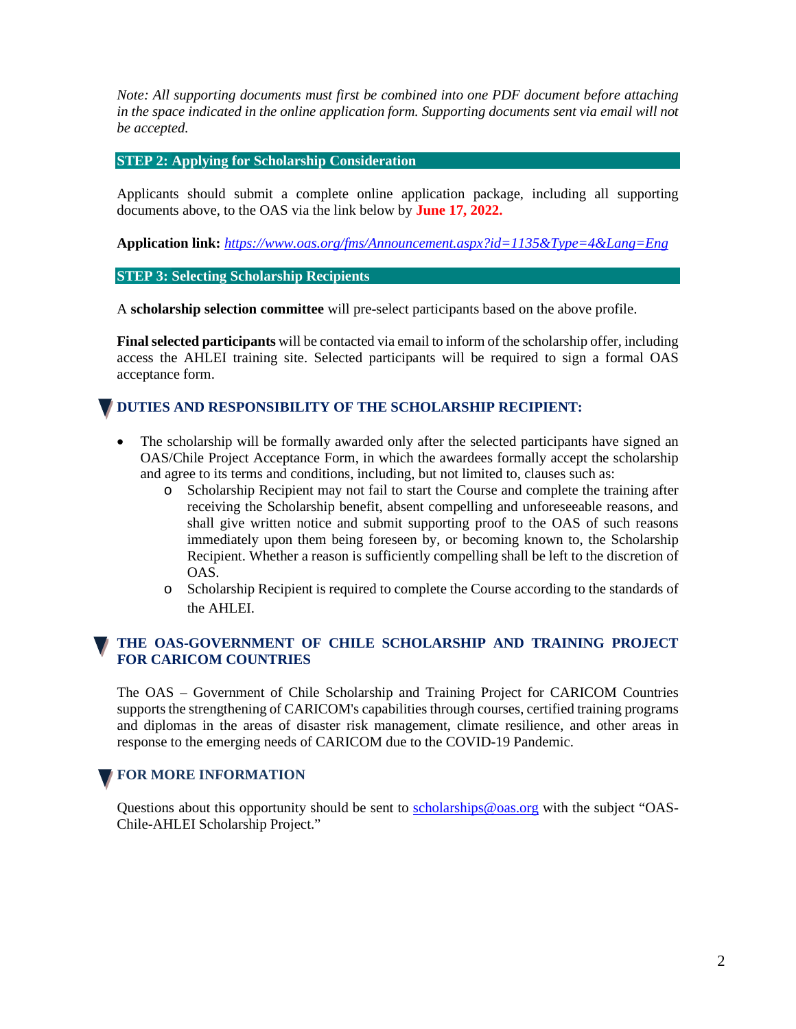*Note: All supporting documents must first be combined into one PDF document before attaching in the space indicated in the online application form. Supporting documents sent via email will not be accepted.*

### STEP 2: Applying for Scholarship Consideration

Applicants should submit a complete online application package, including all supporting documents above, to the OAS via the link below by **June 17, 2022.**

**Application link:** *https://www.oas.org/fms/Announcement.aspx?id=1135&Type=4&Lang=Eng*

### STEP 3: Selecting Scholarship Recipients

A **scholarship selection committee** will pre-select participants based on the above profile.

**Final selected participants** will be contacted via email to inform of the scholarship offer, including access the AHLEI training site. Selected participants will be required to sign a formal OAS acceptance form.

## DUTIES AND RESPONSIBILITY OF THE SCHOLARSHIP RECIPIENT:

- The scholarship will be formally awarded only after the selected participants have signed an OAS/Chile Project Acceptance Form, in which the awardees formally accept the scholarship and agree to its terms and conditions, including, but not limited to, clauses such as:
  - Scholarship Recipient may not fail to start the Course and complete the training after receiving the Scholarship benefit, absent compelling and unforeseeable reasons, and shall give written notice and submit supporting proof to the OAS of such reasons immediately upon them being foreseen by, or becoming known to, the Scholarship Recipient. Whether a reason is sufficiently compelling shall be left to the discretion of OAS.
  - Scholarship Recipient is required to complete the Course according to the standards of the AHLEI.

## THE OAS-GOVERNMENT OF CHILE SCHOLARSHIP AND TRAINING PROJECT FOR CARICOM COUNTRIES

The OAS – Government of Chile Scholarship and Training Project for CARICOM Countries supports the strengthening of CARICOM's capabilities through courses, certified training programs and diplomas in the areas of disaster risk management, climate resilience, and other areas in response to the emerging needs of CARICOM due to the COVID-19 Pandemic.

## FOR MORE INFORMATION

Questions about this opportunity should be sent to scholarships@oas.org with the subject "OAS-Chile-AHLEI Scholarship Project."